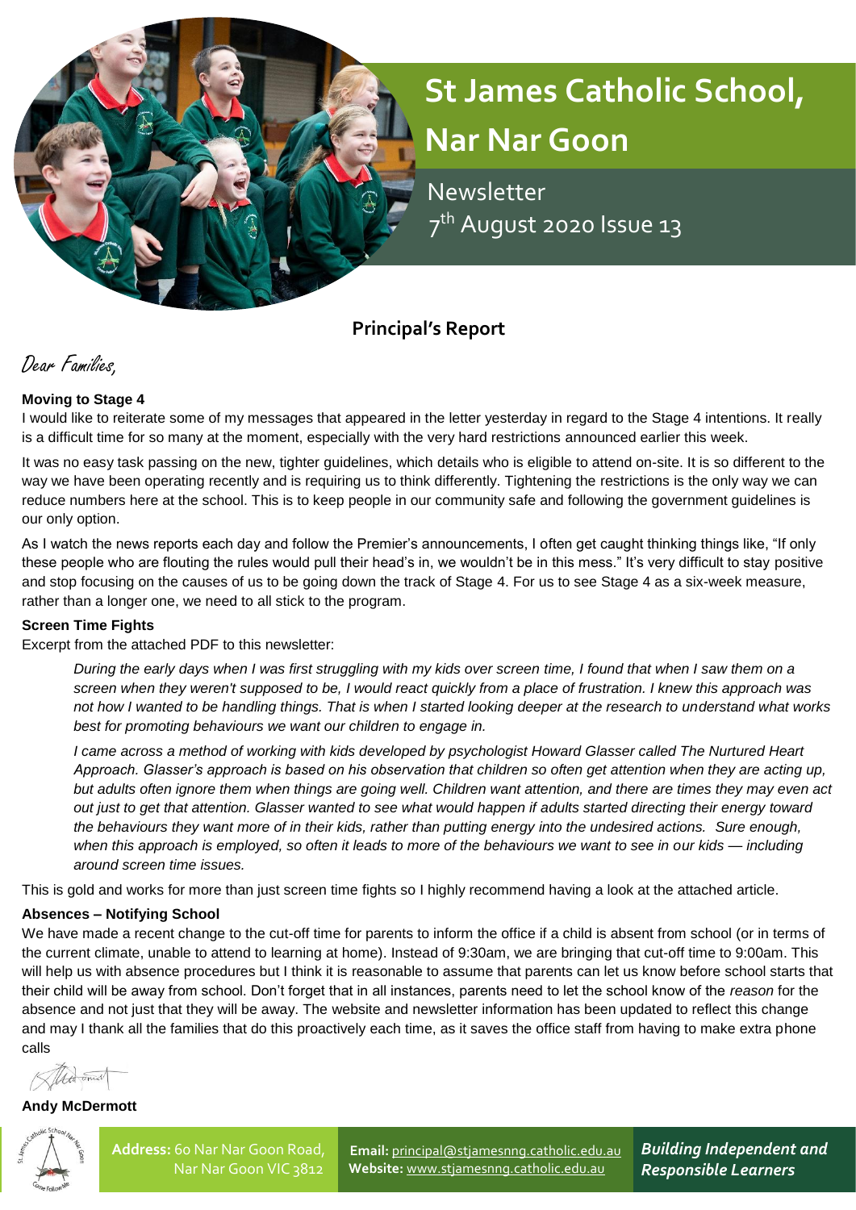# St James Catholic School, Nar Nar Goon

Newsletter

7th August 2020 Issue 13

## Principal's Report

Dear Families,

**Moving to Stage 4**

I would like to reiterate some of my messages that appeared in the letter yesterday in regard to the Stage 4 intentions. It really is a difficult time for so many at the moment, especially with the very hard restrictions announced earlier this week.

It was no easy task passing on the new, tighter guidelines, which details who is eligible to attend on-site. It is so different to the way we have been operating recently and is requiring us to think differently. Tightening the restrictions is the only way we can reduce numbers here at the school. This is to keep people in our community safe and following the government guidelines is our only option.

As I watch the news reports each day and follow the Premier's announcements, I often get caught thinking things like, "If only these people who are flouting the rules would pull their head's in, we wouldn't be in this mess." It's very difficult to stay positive and stop focusing on the causes of us to be going down the track of Stage 4. For us to see Stage 4 as a six-week measure, rather than a longer one, we need to all stick to the program.

**Screen Time Fights**

Excerpt from the attached PDF to this newsletter:

> *During the early days when I was first struggling with my kids over screen time, I found that when I saw them on a screen when they weren't supposed to be, I would react quickly from a place of frustration. I knew this approach was not how I wanted to be handling things. That is when I started looking deeper at the research to understand what works best for promoting behaviours we want our children to engage in.*
>
> *I came across a method of working with kids developed by psychologist Howard Glasser called The Nurtured Heart Approach. Glasser's approach is based on his observation that children so often get attention when they are acting up, but adults often ignore them when things are going well. Children want attention, and there are times they may even act out just to get that attention. Glasser wanted to see what would happen if adults started directing their energy toward the behaviours they want more of in their kids, rather than putting energy into the undesired actions. Sure enough, when this approach is employed, so often it leads to more of the behaviours we want to see in our kids — including around screen time issues.*

This is gold and works for more than just screen time fights so I highly recommend having a look at the attached article.

**Absences – Notifying School**

We have made a recent change to the cut-off time for parents to inform the office if a child is absent from school (or in terms of the current climate, unable to attend to learning at home). Instead of 9:30am, we are bringing that cut-off time to 9:00am. This will help us with absence procedures but I think it is reasonable to assume that parents can let us know before school starts that their child will be away from school. Don't forget that in all instances, parents need to let the school know of the *reason* for the absence and not just that they will be away. The website and newsletter information has been updated to reflect this change and may I thank all the families that do this proactively each time, as it saves the office staff from having to make extra phone calls

**Andy McDermott**

**Address:** 60 Nar Nar Goon Road, Nar Nar Goon VIC 3812

**Email:** principal@stjamesnng.catholic.edu.au
**Website:** www.stjamesnng.catholic.edu.au

***Building Independent and Responsible Learners***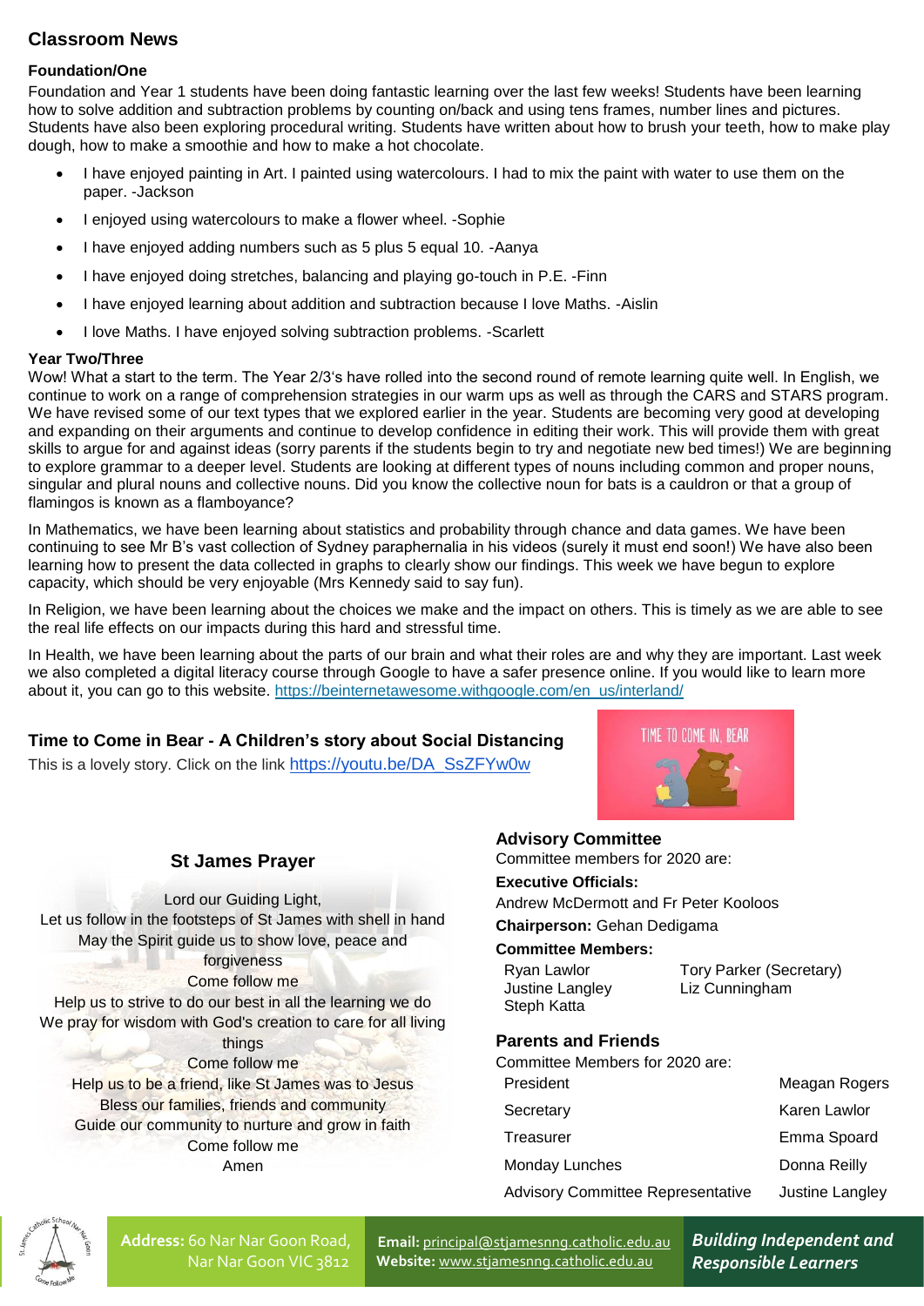## Classroom News

### Foundation/One

Foundation and Year 1 students have been doing fantastic learning over the last few weeks! Students have been learning how to solve addition and subtraction problems by counting on/back and using tens frames, number lines and pictures. Students have also been exploring procedural writing. Students have written about how to brush your teeth, how to make play dough, how to make a smoothie and how to make a hot chocolate.

- I have enjoyed painting in Art. I painted using watercolours. I had to mix the paint with water to use them on the paper. -Jackson
- I enjoyed using watercolours to make a flower wheel. -Sophie
- I have enjoyed adding numbers such as 5 plus 5 equal 10. -Aanya
- I have enjoyed doing stretches, balancing and playing go-touch in P.E. -Finn
- I have enjoyed learning about addition and subtraction because I love Maths. -Aislin
- I love Maths. I have enjoyed solving subtraction problems. -Scarlett

### Year Two/Three

Wow! What a start to the term. The Year 2/3's have rolled into the second round of remote learning quite well. In English, we continue to work on a range of comprehension strategies in our warm ups as well as through the CARS and STARS program. We have revised some of our text types that we explored earlier in the year. Students are becoming very good at developing and expanding on their arguments and continue to develop confidence in editing their work. This will provide them with great skills to argue for and against ideas (sorry parents if the students begin to try and negotiate new bed times!) We are beginning to explore grammar to a deeper level. Students are looking at different types of nouns including common and proper nouns, singular and plural nouns and collective nouns. Did you know the collective noun for bats is a cauldron or that a group of flamingos is known as a flamboyance?

In Mathematics, we have been learning about statistics and probability through chance and data games. We have been continuing to see Mr B's vast collection of Sydney paraphernalia in his videos (surely it must end soon!) We have also been learning how to present the data collected in graphs to clearly show our findings. This week we have begun to explore capacity, which should be very enjoyable (Mrs Kennedy said to say fun).

In Religion, we have been learning about the choices we make and the impact on others. This is timely as we are able to see the real life effects on our impacts during this hard and stressful time.

In Health, we have been learning about the parts of our brain and what their roles are and why they are important. Last week we also completed a digital literacy course through Google to have a safer presence online. If you would like to learn more about it, you can go to this website. https://beinternetawesome.withgoogle.com/en_us/interland/

### Time to Come in Bear - A Children's story about Social Distancing

This is a lovely story. Click on the link https://youtu.be/DA_SsZFYw0w

### St James Prayer

Lord our Guiding Light,
Let us follow in the footsteps of St James with shell in hand
May the Spirit guide us to show love, peace and forgiveness
Come follow me
Help us to strive to do our best in all the learning we do
We pray for wisdom with God's creation to care for all living things
Come follow me
Help us to be a friend, like St James was to Jesus
Bless our families, friends and community
Guide our community to nurture and grow in faith
Come follow me
Amen

### Advisory Committee

Committee members for 2020 are:

**Executive Officials:**
Andrew McDermott and Fr Peter Kooloos

**Chairperson:** Gehan Dedigama

**Committee Members:**

Ryan Lawlor
Justine Langley
Steph Katta
Tory Parker (Secretary)
Liz Cunningham

### Parents and Friends

Committee Members for 2020 are:

| Role | Name |
|---|---|
| President | Meagan Rogers |
| Secretary | Karen Lawlor |
| Treasurer | Emma Spoard |
| Monday Lunches | Donna Reilly |
| Advisory Committee Representative | Justine Langley |

**Address:** 60 Nar Nar Goon Road, Nar Nar Goon VIC 3812

**Email:** principal@stjamesnng.catholic.edu.au
**Website:** www.stjamesnng.catholic.edu.au

***Building Independent and Responsible Learners***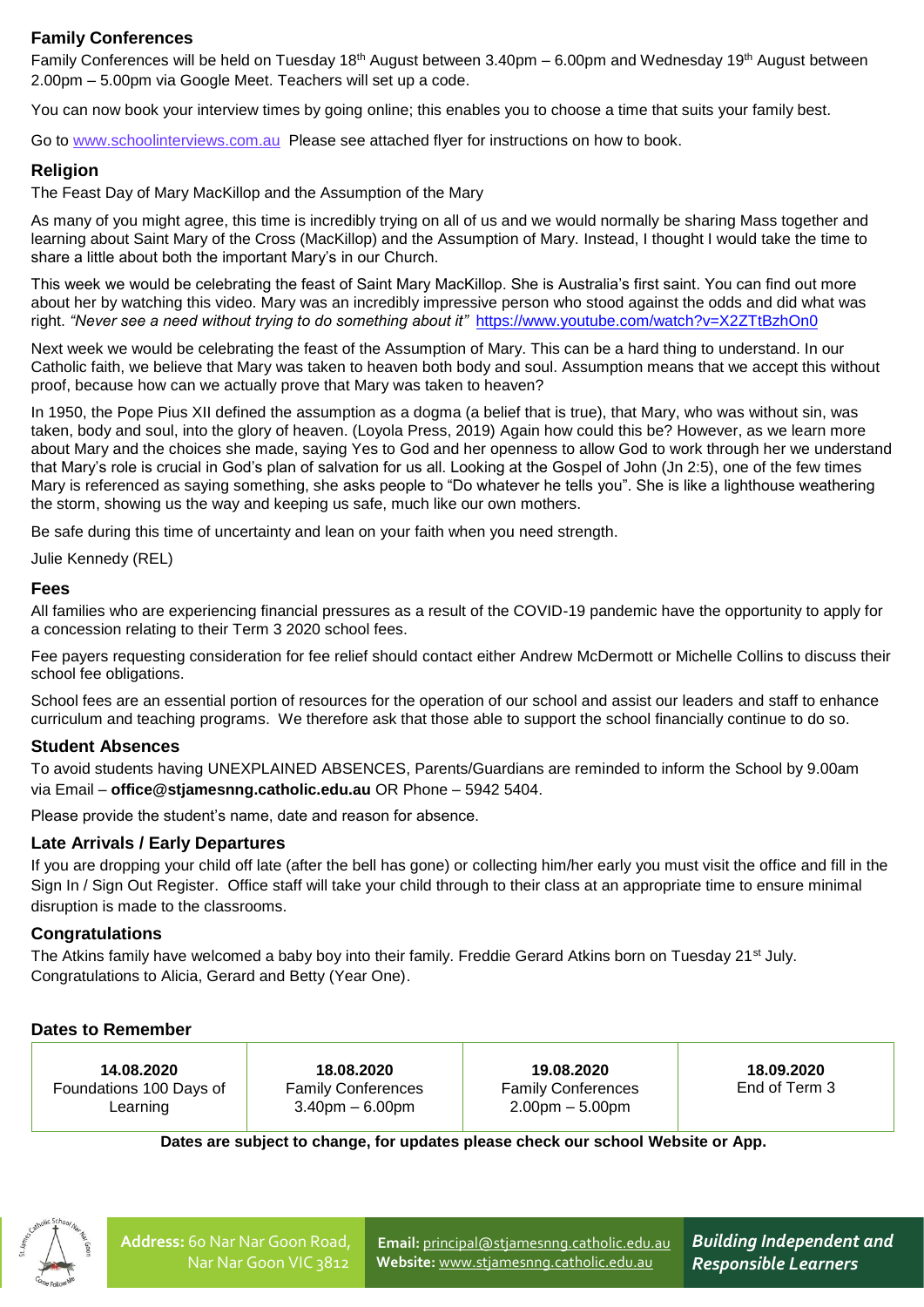## Family Conferences

Family Conferences will be held on Tuesday 18th August between 3.40pm – 6.00pm and Wednesday 19th August between 2.00pm – 5.00pm via Google Meet. Teachers will set up a code.

You can now book your interview times by going online; this enables you to choose a time that suits your family best.

Go to www.schoolinterviews.com.au Please see attached flyer for instructions on how to book.

## Religion

The Feast Day of Mary MacKillop and the Assumption of the Mary

As many of you might agree, this time is incredibly trying on all of us and we would normally be sharing Mass together and learning about Saint Mary of the Cross (MacKillop) and the Assumption of Mary. Instead, I thought I would take the time to share a little about both the important Mary's in our Church.

This week we would be celebrating the feast of Saint Mary MacKillop. She is Australia's first saint. You can find out more about her by watching this video. Mary was an incredibly impressive person who stood against the odds and did what was right. *"Never see a need without trying to do something about it"* https://www.youtube.com/watch?v=X2ZTtBzhOn0

Next week we would be celebrating the feast of the Assumption of Mary. This can be a hard thing to understand. In our Catholic faith, we believe that Mary was taken to heaven both body and soul. Assumption means that we accept this without proof, because how can we actually prove that Mary was taken to heaven?

In 1950, the Pope Pius XII defined the assumption as a dogma (a belief that is true), that Mary, who was without sin, was taken, body and soul, into the glory of heaven. (Loyola Press, 2019) Again how could this be? However, as we learn more about Mary and the choices she made, saying Yes to God and her openness to allow God to work through her we understand that Mary's role is crucial in God's plan of salvation for us all. Looking at the Gospel of John (Jn 2:5), one of the few times Mary is referenced as saying something, she asks people to "Do whatever he tells you". She is like a lighthouse weathering the storm, showing us the way and keeping us safe, much like our own mothers.

Be safe during this time of uncertainty and lean on your faith when you need strength.

Julie Kennedy (REL)

## Fees

All families who are experiencing financial pressures as a result of the COVID-19 pandemic have the opportunity to apply for a concession relating to their Term 3 2020 school fees.

Fee payers requesting consideration for fee relief should contact either Andrew McDermott or Michelle Collins to discuss their school fee obligations.

School fees are an essential portion of resources for the operation of our school and assist our leaders and staff to enhance curriculum and teaching programs. We therefore ask that those able to support the school financially continue to do so.

## Student Absences

To avoid students having UNEXPLAINED ABSENCES, Parents/Guardians are reminded to inform the School by 9.00am via Email – **office@stjamesnng.catholic.edu.au** OR Phone – 5942 5404.

Please provide the student's name, date and reason for absence.

## Late Arrivals / Early Departures

If you are dropping your child off late (after the bell has gone) or collecting him/her early you must visit the office and fill in the Sign In / Sign Out Register. Office staff will take your child through to their class at an appropriate time to ensure minimal disruption is made to the classrooms.

## Congratulations

The Atkins family have welcomed a baby boy into their family. Freddie Gerard Atkins born on Tuesday 21st July. Congratulations to Alicia, Gerard and Betty (Year One).

## Dates to Remember

| | | | |
|---|---|---|---|
| **14.08.2020** Foundations 100 Days of Learning | **18.08.2020** Family Conferences 3.40pm – 6.00pm | **19.08.2020** Family Conferences 2.00pm – 5.00pm | **18.09.2020** End of Term 3 |

**Dates are subject to change, for updates please check our school Website or App.**

**Address:** 60 Nar Nar Goon Road, Nar Nar Goon VIC 3812

**Email:** principal@stjamesnng.catholic.edu.au
**Website:** www.stjamesnng.catholic.edu.au

***Building Independent and Responsible Learners***